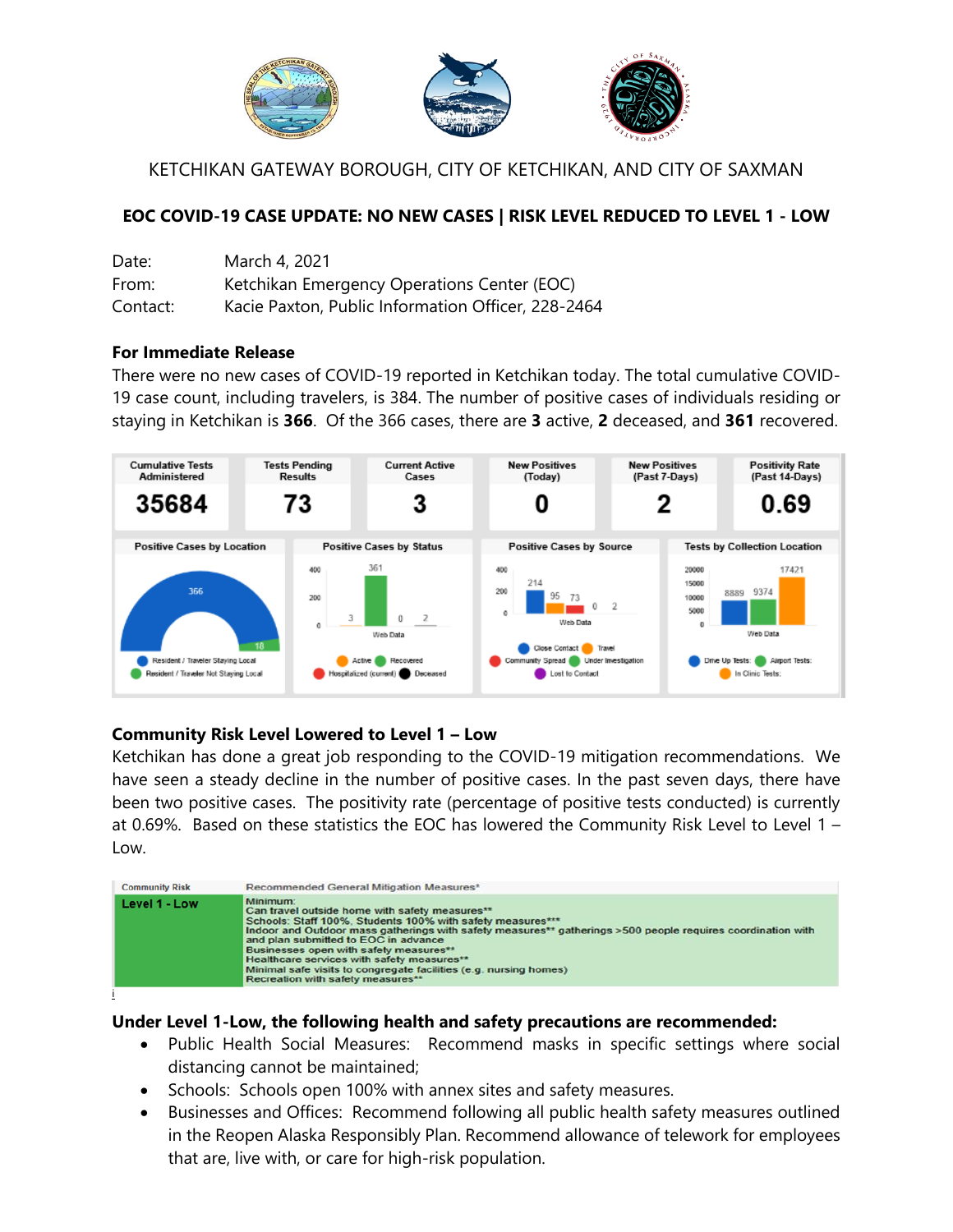KETCHIKAN GATEWAY BOROUGH, CITY OF KETCHIKAN, AND CITY OF SAXMAN

## EOC COVID-19 CASE UPDATE: NO NEW CASES | RISK LEVEL REDUCED TO LEVEL 1 - LOW

Date: March 4, 2021
From: Ketchikan Emergency Operations Center (EOC)
Contact: Kacie Paxton, Public Information Officer, 228-2464

**For Immediate Release**

There were no new cases of COVID-19 reported in Ketchikan today. The total cumulative COVID-19 case count, including travelers, is 384. The number of positive cases of individuals residing or staying in Ketchikan is **366**. Of the 366 cases, there are **3** active, **2** deceased, and **361** recovered.

| Cumulative Tests Administered | Tests Pending Results | Current Active Cases | New Positives (Today) | New Positives (Past 7-Days) | Positivity Rate (Past 14-Days) |
|---|---|---|---|---|---|
| 35684 | 73 | 3 | 0 | 2 | 0.69 |

**Positive Cases by Location:** Resident / Traveler Staying Local: 366; Resident / Traveler Not Staying Local: 18

**Positive Cases by Status:** Active: 3; Recovered: 361; Hospitalized (current): 0; Deceased: 2

**Positive Cases by Source:** Close Contact: 214; Travel: 95; Community Spread: 73; Under Investigation: 0; Lost to Contact: 2

**Tests by Collection Location:** Drive Up Tests: 8889; Airport Tests: 9374; In Clinic Tests: 17421

### Community Risk Level Lowered to Level 1 – Low

Ketchikan has done a great job responding to the COVID-19 mitigation recommendations. We have seen a steady decline in the number of positive cases. In the past seven days, there have been two positive cases. The positivity rate (percentage of positive tests conducted) is currently at 0.69%. Based on these statistics the EOC has lowered the Community Risk Level to Level 1 – Low.

| Community Risk | Recommended General Mitigation Measures* |
|---|---|
| Level 1 - Low | Minimum:<br>Can travel outside home with safety measures**<br>Schools: Staff 100%, Students 100% with safety measures***<br>Indoor and Outdoor mass gatherings with safety measures** gatherings >500 people requires coordination with and plan submitted to EOC in advance<br>Businesses open with safety measures**<br>Healthcare services with safety measures**<br>Minimal safe visits to congregate facilities (e.g. nursing homes)<br>Recreation with safety measures** |

i

### Under Level 1-Low, the following health and safety precautions are recommended:

- Public Health Social Measures: Recommend masks in specific settings where social distancing cannot be maintained;
- Schools: Schools open 100% with annex sites and safety measures.
- Businesses and Offices: Recommend following all public health safety measures outlined in the Reopen Alaska Responsibly Plan. Recommend allowance of telework for employees that are, live with, or care for high-risk population.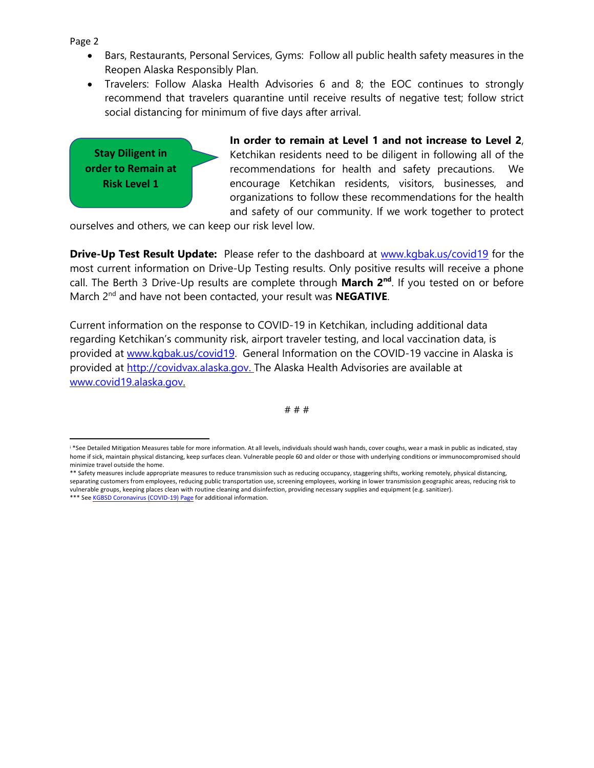- Bars, Restaurants, Personal Services, Gyms: Follow all public health safety measures in the Reopen Alaska Responsibly Plan.
- Travelers: Follow Alaska Health Advisories 6 and 8; the EOC continues to strongly recommend that travelers quarantine until receive results of negative test; follow strict social distancing for minimum of five days after arrival.

**Stay Diligent in order to Remain at Risk Level 1**

**In order to remain at Level 1 and not increase to Level 2**, Ketchikan residents need to be diligent in following all of the recommendations for health and safety precautions. We encourage Ketchikan residents, visitors, businesses, and organizations to follow these recommendations for the health and safety of our community. If we work together to protect ourselves and others, we can keep our risk level low.

**Drive-Up Test Result Update:** Please refer to the dashboard at www.kgbak.us/covid19 for the most current information on Drive-Up Testing results. Only positive results will receive a phone call. The Berth 3 Drive-Up results are complete through **March 2nd**. If you tested on or before March 2nd and have not been contacted, your result was **NEGATIVE**.

Current information on the response to COVID-19 in Ketchikan, including additional data regarding Ketchikan's community risk, airport traveler testing, and local vaccination data, is provided at www.kgbak.us/covid19. General Information on the COVID-19 vaccine in Alaska is provided at http://covidvax.alaska.gov. The Alaska Health Advisories are available at www.covid19.alaska.gov.

# # #

---

[i] *See Detailed Mitigation Measures table for more information. At all levels, individuals should wash hands, cover coughs, wear a mask in public as indicated, stay home if sick, maintain physical distancing, keep surfaces clean. Vulnerable people 60 and older or those with underlying conditions or immunocompromised should minimize travel outside the home.

** Safety measures include appropriate measures to reduce transmission such as reducing occupancy, staggering shifts, working remotely, physical distancing, separating customers from employees, reducing public transportation use, screening employees, working in lower transmission geographic areas, reducing risk to vulnerable groups, keeping places clean with routine cleaning and disinfection, providing necessary supplies and equipment (e.g. sanitizer).

*** See KGBSD Coronavirus (COVID-19) Page for additional information.